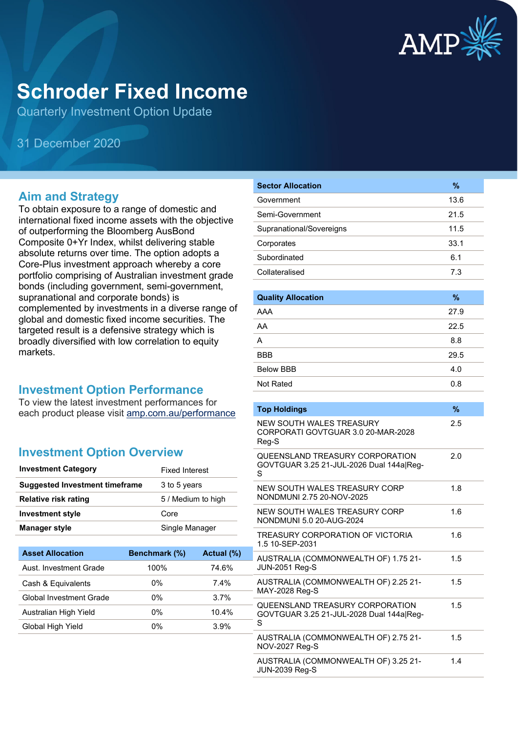# Schroder Fixed Income

Quarterly Investment Option Update

31 December 2020

## Aim and Strategy

To obtain exposure to a range of domestic and international fixed income assets with the objective of outperforming the Bloomberg AusBond Composite 0+Yr Index, whilst delivering stable absolute returns over time. The option adopts a Core-Plus investment approach whereby a core portfolio comprising of Australian investment grade bonds (including government, semi-government, supranational and corporate bonds) is complemented by investments in a diverse range of global and domestic fixed income securities. The targeted result is a defensive strategy which is broadly diversified with low correlation to equity markets.

## Investment Option Performance

To view the latest investment performances for each product please visit amp.com.au/performance

## Investment Option Overview

| | |
|---|---|
| **Investment Category** | Fixed Interest |
| **Suggested Investment timeframe** | 3 to 5 years |
| **Relative risk rating** | 5 / Medium to high |
| **Investment style** | Core |
| **Manager style** | Single Manager |

| Asset Allocation | Benchmark (%) | Actual (%) |
|---|---|---|
| Aust. Investment Grade | 100% | 74.6% |
| Cash & Equivalents | 0% | 7.4% |
| Global Investment Grade | 0% | 3.7% |
| Australian High Yield | 0% | 10.4% |
| Global High Yield | 0% | 3.9% |

| Sector Allocation | % |
|---|---|
| Government | 13.6 |
| Semi-Government | 21.5 |
| Supranational/Sovereigns | 11.5 |
| Corporates | 33.1 |
| Subordinated | 6.1 |
| Collateralised | 7.3 |

| Quality Allocation | % |
|---|---|
| AAA | 27.9 |
| AA | 22.5 |
| A | 8.8 |
| BBB | 29.5 |
| Below BBB | 4.0 |
| Not Rated | 0.8 |

| Top Holdings | % |
|---|---|
| NEW SOUTH WALES TREASURY CORPORATI GOVTGUAR 3.0 20-MAR-2028 Reg-S | 2.5 |
| QUEENSLAND TREASURY CORPORATION GOVTGUAR 3.25 21-JUL-2026 Dual 144a\|Reg-S | 2.0 |
| NEW SOUTH WALES TREASURY CORP NONDMUNI 2.75 20-NOV-2025 | 1.8 |
| NEW SOUTH WALES TREASURY CORP NONDMUNI 5.0 20-AUG-2024 | 1.6 |
| TREASURY CORPORATION OF VICTORIA 1.5 10-SEP-2031 | 1.6 |
| AUSTRALIA (COMMONWEALTH OF) 1.75 21-JUN-2051 Reg-S | 1.5 |
| AUSTRALIA (COMMONWEALTH OF) 2.25 21-MAY-2028 Reg-S | 1.5 |
| QUEENSLAND TREASURY CORPORATION GOVTGUAR 3.25 21-JUL-2028 Dual 144a\|Reg-S | 1.5 |
| AUSTRALIA (COMMONWEALTH OF) 2.75 21-NOV-2027 Reg-S | 1.5 |
| AUSTRALIA (COMMONWEALTH OF) 3.25 21-JUN-2039 Reg-S | 1.4 |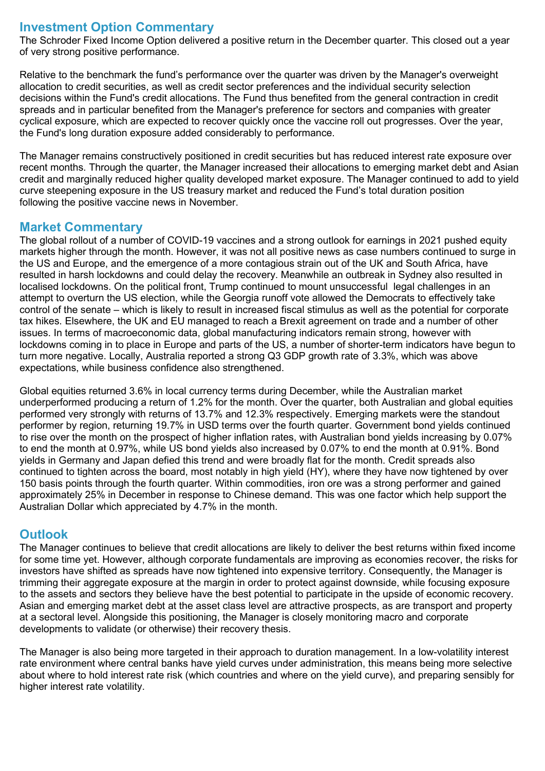## Investment Option Commentary

The Schroder Fixed Income Option delivered a positive return in the December quarter. This closed out a year of very strong positive performance.

Relative to the benchmark the fund's performance over the quarter was driven by the Manager's overweight allocation to credit securities, as well as credit sector preferences and the individual security selection decisions within the Fund's credit allocations. The Fund thus benefited from the general contraction in credit spreads and in particular benefited from the Manager's preference for sectors and companies with greater cyclical exposure, which are expected to recover quickly once the vaccine roll out progresses. Over the year, the Fund's long duration exposure added considerably to performance.

The Manager remains constructively positioned in credit securities but has reduced interest rate exposure over recent months. Through the quarter, the Manager increased their allocations to emerging market debt and Asian credit and marginally reduced higher quality developed market exposure. The Manager continued to add to yield curve steepening exposure in the US treasury market and reduced the Fund's total duration position following the positive vaccine news in November.

## Market Commentary

The global rollout of a number of COVID-19 vaccines and a strong outlook for earnings in 2021 pushed equity markets higher through the month. However, it was not all positive news as case numbers continued to surge in the US and Europe, and the emergence of a more contagious strain out of the UK and South Africa, have resulted in harsh lockdowns and could delay the recovery. Meanwhile an outbreak in Sydney also resulted in localised lockdowns. On the political front, Trump continued to mount unsuccessful legal challenges in an attempt to overturn the US election, while the Georgia runoff vote allowed the Democrats to effectively take control of the senate – which is likely to result in increased fiscal stimulus as well as the potential for corporate tax hikes. Elsewhere, the UK and EU managed to reach a Brexit agreement on trade and a number of other issues. In terms of macroeconomic data, global manufacturing indicators remain strong, however with lockdowns coming in to place in Europe and parts of the US, a number of shorter-term indicators have begun to turn more negative. Locally, Australia reported a strong Q3 GDP growth rate of 3.3%, which was above expectations, while business confidence also strengthened.

Global equities returned 3.6% in local currency terms during December, while the Australian market underperformed producing a return of 1.2% for the month. Over the quarter, both Australian and global equities performed very strongly with returns of 13.7% and 12.3% respectively. Emerging markets were the standout performer by region, returning 19.7% in USD terms over the fourth quarter. Government bond yields continued to rise over the month on the prospect of higher inflation rates, with Australian bond yields increasing by 0.07% to end the month at 0.97%, while US bond yields also increased by 0.07% to end the month at 0.91%. Bond yields in Germany and Japan defied this trend and were broadly flat for the month. Credit spreads also continued to tighten across the board, most notably in high yield (HY), where they have now tightened by over 150 basis points through the fourth quarter. Within commodities, iron ore was a strong performer and gained approximately 25% in December in response to Chinese demand. This was one factor which help support the Australian Dollar which appreciated by 4.7% in the month.

## Outlook

The Manager continues to believe that credit allocations are likely to deliver the best returns within fixed income for some time yet. However, although corporate fundamentals are improving as economies recover, the risks for investors have shifted as spreads have now tightened into expensive territory. Consequently, the Manager is trimming their aggregate exposure at the margin in order to protect against downside, while focusing exposure to the assets and sectors they believe have the best potential to participate in the upside of economic recovery. Asian and emerging market debt at the asset class level are attractive prospects, as are transport and property at a sectoral level. Alongside this positioning, the Manager is closely monitoring macro and corporate developments to validate (or otherwise) their recovery thesis.

The Manager is also being more targeted in their approach to duration management. In a low-volatility interest rate environment where central banks have yield curves under administration, this means being more selective about where to hold interest rate risk (which countries and where on the yield curve), and preparing sensibly for higher interest rate volatility.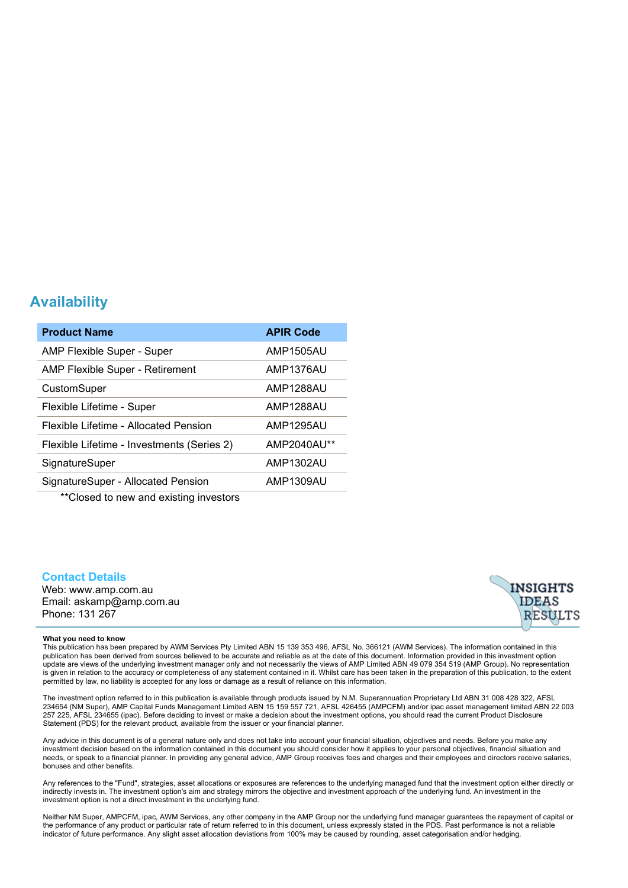## Availability

| Product Name | APIR Code |
|---|---|
| AMP Flexible Super - Super | AMP1505AU |
| AMP Flexible Super - Retirement | AMP1376AU |
| CustomSuper | AMP1288AU |
| Flexible Lifetime - Super | AMP1288AU |
| Flexible Lifetime - Allocated Pension | AMP1295AU |
| Flexible Lifetime - Investments (Series 2) | AMP2040AU** |
| SignatureSuper | AMP1302AU |
| SignatureSuper - Allocated Pension | AMP1309AU |

**Closed to new and existing investors

### Contact Details

Web: www.amp.com.au
Email: askamp@amp.com.au
Phone: 131 267

INSIGHTS
IDEAS
RESULTS

**What you need to know**
This publication has been prepared by AWM Services Pty Limited ABN 15 139 353 496, AFSL No. 366121 (AWM Services). The information contained in this publication has been derived from sources believed to be accurate and reliable as at the date of this document. Information provided in this investment option update are views of the underlying investment manager only and not necessarily the views of AMP Limited ABN 49 079 354 519 (AMP Group). No representation is given in relation to the accuracy or completeness of any statement contained in it. Whilst care has been taken in the preparation of this publication, to the extent permitted by law, no liability is accepted for any loss or damage as a result of reliance on this information.

The investment option referred to in this publication is available through products issued by N.M. Superannuation Proprietary Ltd ABN 31 008 428 322, AFSL 234654 (NM Super), AMP Capital Funds Management Limited ABN 15 159 557 721, AFSL 426455 (AMPCFM) and/or ipac asset management limited ABN 22 003 257 225, AFSL 234655 (ipac). Before deciding to invest or make a decision about the investment options, you should read the current Product Disclosure Statement (PDS) for the relevant product, available from the issuer or your financial planner.

Any advice in this document is of a general nature only and does not take into account your financial situation, objectives and needs. Before you make any investment decision based on the information contained in this document you should consider how it applies to your personal objectives, financial situation and needs, or speak to a financial planner. In providing any general advice, AMP Group receives fees and charges and their employees and directors receive salaries, bonuses and other benefits.

Any references to the "Fund", strategies, asset allocations or exposures are references to the underlying managed fund that the investment option either directly or indirectly invests in. The investment option's aim and strategy mirrors the objective and investment approach of the underlying fund. An investment in the investment option is not a direct investment in the underlying fund.

Neither NM Super, AMPCFM, ipac, AWM Services, any other company in the AMP Group nor the underlying fund manager guarantees the repayment of capital or the performance of any product or particular rate of return referred to in this document, unless expressly stated in the PDS. Past performance is not a reliable indicator of future performance. Any slight asset allocation deviations from 100% may be caused by rounding, asset categorisation and/or hedging.